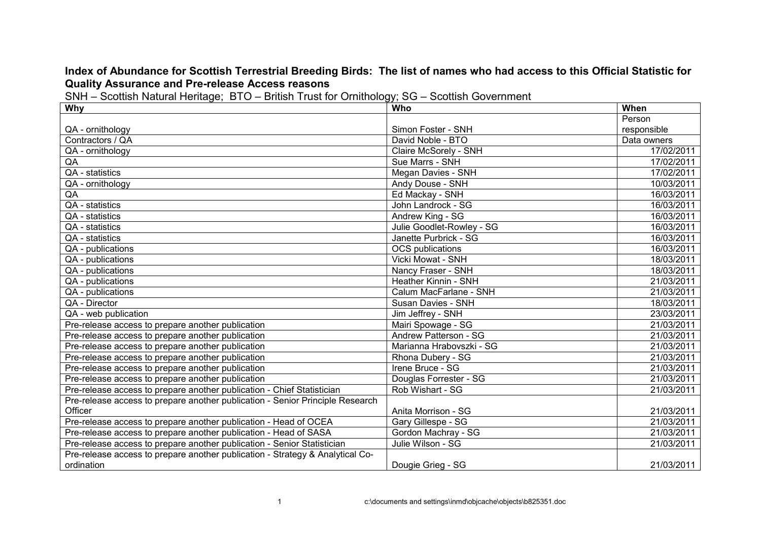**Index of Abundance for Scottish Terrestrial Breeding Birds: The list of names who had access to this Official Statistic for Quality Assurance and Pre-release Access reasons**

SNH – Scottish Natural Heritage; BTO – British Trust for Ornithology; SG – Scottish Government

| Why | Who | When |
|---|---|---|
| QA - ornithology | Simon Foster - SNH | Person responsible |
| Contractors / QA | David Noble - BTO | Data owners |
| QA - ornithology | Claire McSorely - SNH | 17/02/2011 |
| QA | Sue Marrs - SNH | 17/02/2011 |
| QA - statistics | Megan Davies - SNH | 17/02/2011 |
| QA - ornithology | Andy Douse - SNH | 10/03/2011 |
| QA | Ed Mackay - SNH | 16/03/2011 |
| QA - statistics | John Landrock - SG | 16/03/2011 |
| QA - statistics | Andrew King - SG | 16/03/2011 |
| QA - statistics | Julie Goodlet-Rowley - SG | 16/03/2011 |
| QA - statistics | Janette Purbrick - SG | 16/03/2011 |
| QA - publications | OCS publications | 16/03/2011 |
| QA - publications | Vicki Mowat - SNH | 18/03/2011 |
| QA - publications | Nancy Fraser - SNH | 18/03/2011 |
| QA - publications | Heather Kinnin - SNH | 21/03/2011 |
| QA - publications | Calum MacFarlane - SNH | 21/03/2011 |
| QA - Director | Susan Davies - SNH | 18/03/2011 |
| QA - web publication | Jim Jeffrey - SNH | 23/03/2011 |
| Pre-release access to prepare another publication | Mairi Spowage - SG | 21/03/2011 |
| Pre-release access to prepare another publication | Andrew Patterson - SG | 21/03/2011 |
| Pre-release access to prepare another publication | Marianna Hrabovszki - SG | 21/03/2011 |
| Pre-release access to prepare another publication | Rhona Dubery - SG | 21/03/2011 |
| Pre-release access to prepare another publication | Irene Bruce - SG | 21/03/2011 |
| Pre-release access to prepare another publication | Douglas Forrester - SG | 21/03/2011 |
| Pre-release access to prepare another publication - Chief Statistician | Rob Wishart - SG | 21/03/2011 |
| Pre-release access to prepare another publication - Senior Principle Research Officer | Anita Morrison - SG | 21/03/2011 |
| Pre-release access to prepare another publication - Head of OCEA | Gary Gillespe - SG | 21/03/2011 |
| Pre-release access to prepare another publication - Head of SASA | Gordon Machray - SG | 21/03/2011 |
| Pre-release access to prepare another publication - Senior Statistician | Julie Wilson - SG | 21/03/2011 |
| Pre-release access to prepare another publication - Strategy & Analytical Co-ordination | Dougie Grieg - SG | 21/03/2011 |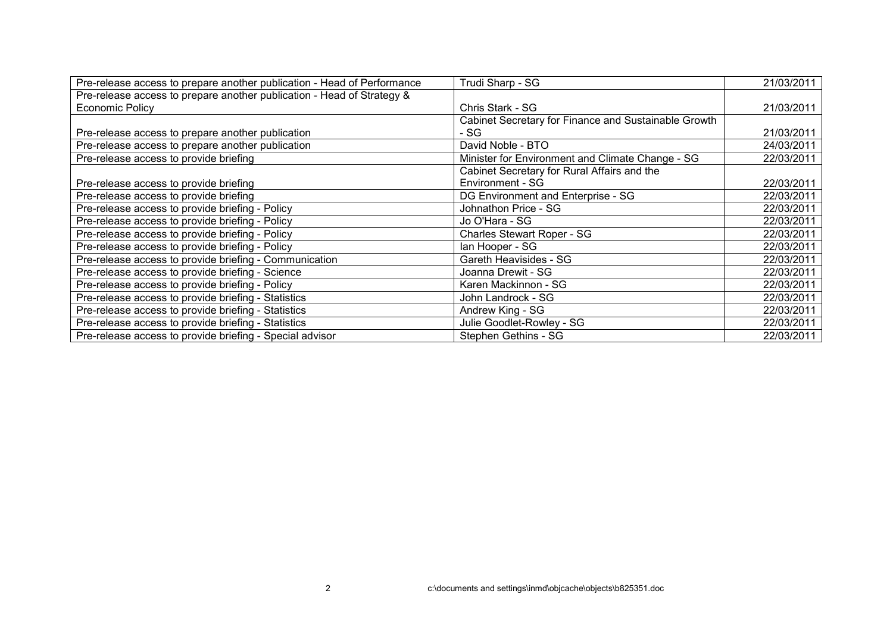| | | |
|---|---|---|
| Pre-release access to prepare another publication - Head of Performance | Trudi Sharp - SG | 21/03/2011 |
| Pre-release access to prepare another publication - Head of Strategy & Economic Policy | Chris Stark - SG | 21/03/2011 |
| Pre-release access to prepare another publication | Cabinet Secretary for Finance and Sustainable Growth - SG | 21/03/2011 |
| Pre-release access to prepare another publication | David Noble - BTO | 24/03/2011 |
| Pre-release access to provide briefing | Minister for Environment and Climate Change - SG | 22/03/2011 |
| Pre-release access to provide briefing | Cabinet Secretary for Rural Affairs and the Environment - SG | 22/03/2011 |
| Pre-release access to provide briefing | DG Environment and Enterprise - SG | 22/03/2011 |
| Pre-release access to provide briefing - Policy | Johnathon Price - SG | 22/03/2011 |
| Pre-release access to provide briefing - Policy | Jo O'Hara - SG | 22/03/2011 |
| Pre-release access to provide briefing - Policy | Charles Stewart Roper - SG | 22/03/2011 |
| Pre-release access to provide briefing - Policy | Ian Hooper - SG | 22/03/2011 |
| Pre-release access to provide briefing - Communication | Gareth Heavisides - SG | 22/03/2011 |
| Pre-release access to provide briefing - Science | Joanna Drewit - SG | 22/03/2011 |
| Pre-release access to provide briefing - Policy | Karen Mackinnon - SG | 22/03/2011 |
| Pre-release access to provide briefing - Statistics | John Landrock - SG | 22/03/2011 |
| Pre-release access to provide briefing - Statistics | Andrew King - SG | 22/03/2011 |
| Pre-release access to provide briefing - Statistics | Julie Goodlet-Rowley - SG | 22/03/2011 |
| Pre-release access to provide briefing - Special advisor | Stephen Gethins - SG | 22/03/2011 |

c:\documents and settings\inmd\objcache\objects\b825351.doc